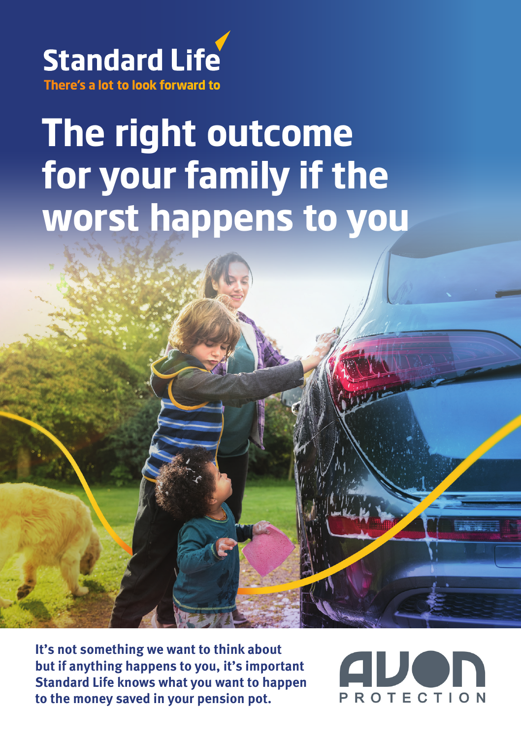**Standard Life**

There's a lot to look forward to

# The right outcome for your family if the worst happens to you

**It's not something we want to think about but if anything happens to you, it's important Standard Life knows what you want to happen to the money saved in your pension pot.**

AVON PROTECTION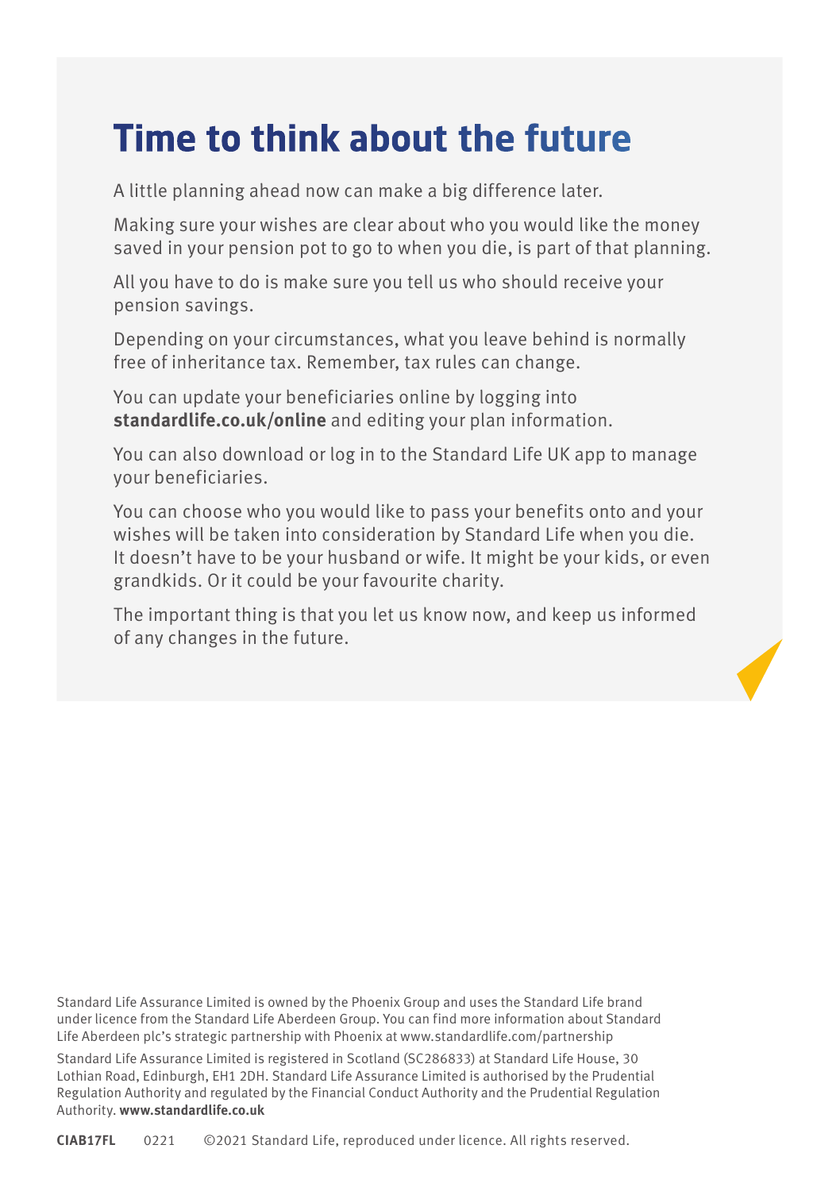# Time to think about the future

A little planning ahead now can make a big difference later.

Making sure your wishes are clear about who you would like the money saved in your pension pot to go to when you die, is part of that planning.

All you have to do is make sure you tell us who should receive your pension savings.

Depending on your circumstances, what you leave behind is normally free of inheritance tax. Remember, tax rules can change.

You can update your beneficiaries online by logging into **standardlife.co.uk/online** and editing your plan information.

You can also download or log in to the Standard Life UK app to manage your beneficiaries.

You can choose who you would like to pass your benefits onto and your wishes will be taken into consideration by Standard Life when you die. It doesn't have to be your husband or wife. It might be your kids, or even grandkids. Or it could be your favourite charity.

The important thing is that you let us know now, and keep us informed of any changes in the future.

Standard Life Assurance Limited is owned by the Phoenix Group and uses the Standard Life brand under licence from the Standard Life Aberdeen Group. You can find more information about Standard Life Aberdeen plc's strategic partnership with Phoenix at www.standardlife.com/partnership

Standard Life Assurance Limited is registered in Scotland (SC286833) at Standard Life House, 30 Lothian Road, Edinburgh, EH1 2DH. Standard Life Assurance Limited is authorised by the Prudential Regulation Authority and regulated by the Financial Conduct Authority and the Prudential Regulation Authority. **www.standardlife.co.uk**

**CIAB17FL** 0221 ©2021 Standard Life, reproduced under licence. All rights reserved.